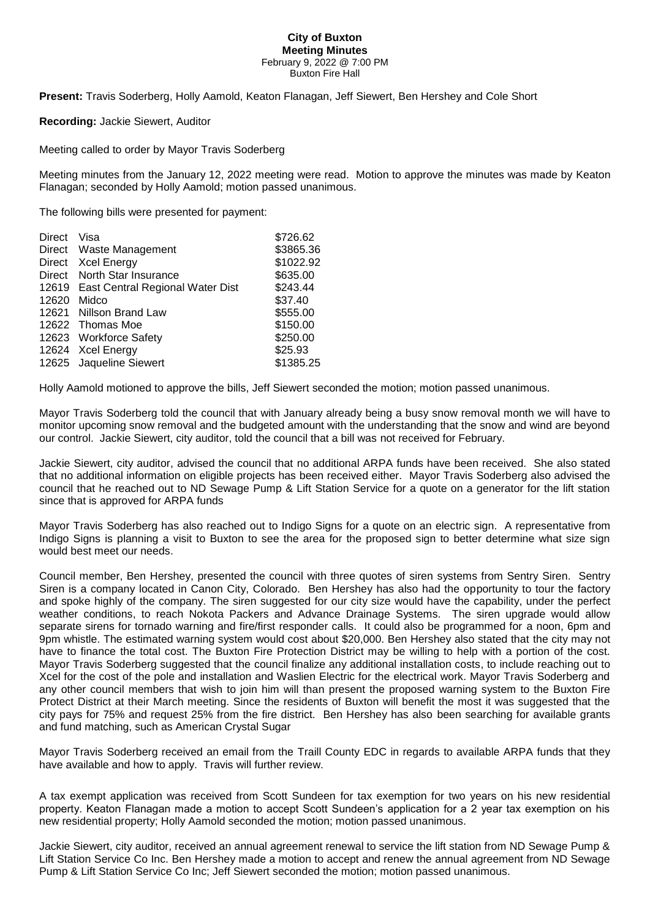**City of Buxton**
**Meeting Minutes**
February 9, 2022 @ 7:00 PM
Buxton Fire Hall

**Present:** Travis Soderberg, Holly Aamold, Keaton Flanagan, Jeff Siewert, Ben Hershey and Cole Short

**Recording:** Jackie Siewert, Auditor

Meeting called to order by Mayor Travis Soderberg

Meeting minutes from the January 12, 2022 meeting were read. Motion to approve the minutes was made by Keaton Flanagan; seconded by Holly Aamold; motion passed unanimous.

The following bills were presented for payment:

| | | |
|---|---|---|
| Direct | Visa | $726.62 |
| Direct | Waste Management | $3865.36 |
| Direct | Xcel Energy | $1022.92 |
| Direct | North Star Insurance | $635.00 |
| 12619 | East Central Regional Water Dist | $243.44 |
| 12620 | Midco | $37.40 |
| 12621 | Nillson Brand Law | $555.00 |
| 12622 | Thomas Moe | $150.00 |
| 12623 | Workforce Safety | $250.00 |
| 12624 | Xcel Energy | $25.93 |
| 12625 | Jaqueline Siewert | $1385.25 |

Holly Aamold motioned to approve the bills, Jeff Siewert seconded the motion; motion passed unanimous.

Mayor Travis Soderberg told the council that with January already being a busy snow removal month we will have to monitor upcoming snow removal and the budgeted amount with the understanding that the snow and wind are beyond our control. Jackie Siewert, city auditor, told the council that a bill was not received for February.

Jackie Siewert, city auditor, advised the council that no additional ARPA funds have been received. She also stated that no additional information on eligible projects has been received either. Mayor Travis Soderberg also advised the council that he reached out to ND Sewage Pump & Lift Station Service for a quote on a generator for the lift station since that is approved for ARPA funds

Mayor Travis Soderberg has also reached out to Indigo Signs for a quote on an electric sign. A representative from Indigo Signs is planning a visit to Buxton to see the area for the proposed sign to better determine what size sign would best meet our needs.

Council member, Ben Hershey, presented the council with three quotes of siren systems from Sentry Siren. Sentry Siren is a company located in Canon City, Colorado. Ben Hershey has also had the opportunity to tour the factory and spoke highly of the company. The siren suggested for our city size would have the capability, under the perfect weather conditions, to reach Nokota Packers and Advance Drainage Systems. The siren upgrade would allow separate sirens for tornado warning and fire/first responder calls. It could also be programmed for a noon, 6pm and 9pm whistle. The estimated warning system would cost about $20,000. Ben Hershey also stated that the city may not have to finance the total cost. The Buxton Fire Protection District may be willing to help with a portion of the cost. Mayor Travis Soderberg suggested that the council finalize any additional installation costs, to include reaching out to Xcel for the cost of the pole and installation and Waslien Electric for the electrical work. Mayor Travis Soderberg and any other council members that wish to join him will than present the proposed warning system to the Buxton Fire Protect District at their March meeting. Since the residents of Buxton will benefit the most it was suggested that the city pays for 75% and request 25% from the fire district. Ben Hershey has also been searching for available grants and fund matching, such as American Crystal Sugar

Mayor Travis Soderberg received an email from the Traill County EDC in regards to available ARPA funds that they have available and how to apply. Travis will further review.

A tax exempt application was received from Scott Sundeen for tax exemption for two years on his new residential property. Keaton Flanagan made a motion to accept Scott Sundeen's application for a 2 year tax exemption on his new residential property; Holly Aamold seconded the motion; motion passed unanimous.

Jackie Siewert, city auditor, received an annual agreement renewal to service the lift station from ND Sewage Pump & Lift Station Service Co Inc. Ben Hershey made a motion to accept and renew the annual agreement from ND Sewage Pump & Lift Station Service Co Inc; Jeff Siewert seconded the motion; motion passed unanimous.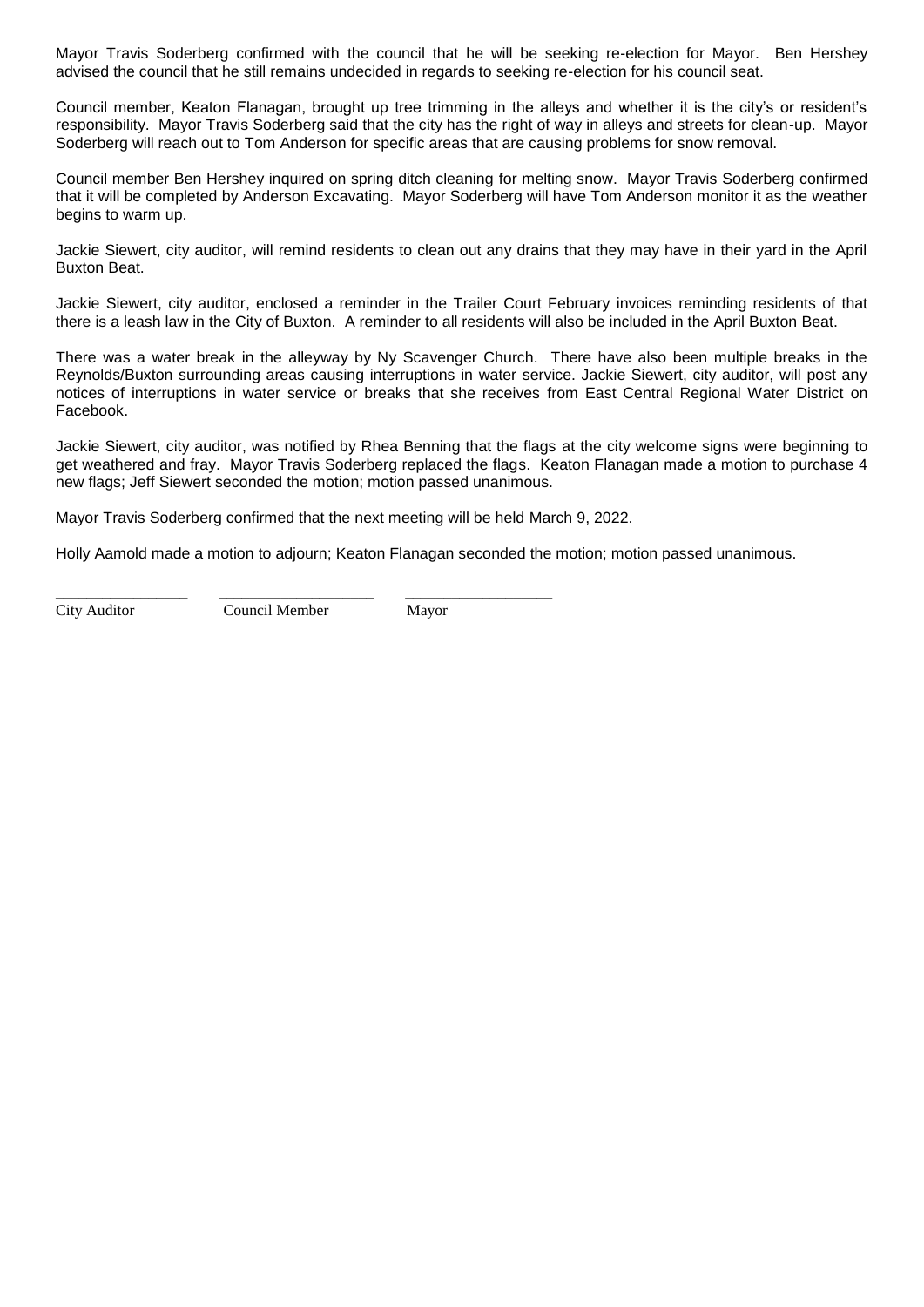Mayor Travis Soderberg confirmed with the council that he will be seeking re-election for Mayor. Ben Hershey advised the council that he still remains undecided in regards to seeking re-election for his council seat.

Council member, Keaton Flanagan, brought up tree trimming in the alleys and whether it is the city's or resident's responsibility. Mayor Travis Soderberg said that the city has the right of way in alleys and streets for clean-up. Mayor Soderberg will reach out to Tom Anderson for specific areas that are causing problems for snow removal.

Council member Ben Hershey inquired on spring ditch cleaning for melting snow. Mayor Travis Soderberg confirmed that it will be completed by Anderson Excavating. Mayor Soderberg will have Tom Anderson monitor it as the weather begins to warm up.

Jackie Siewert, city auditor, will remind residents to clean out any drains that they may have in their yard in the April Buxton Beat.

Jackie Siewert, city auditor, enclosed a reminder in the Trailer Court February invoices reminding residents of that there is a leash law in the City of Buxton. A reminder to all residents will also be included in the April Buxton Beat.

There was a water break in the alleyway by Ny Scavenger Church. There have also been multiple breaks in the Reynolds/Buxton surrounding areas causing interruptions in water service. Jackie Siewert, city auditor, will post any notices of interruptions in water service or breaks that she receives from East Central Regional Water District on Facebook.

Jackie Siewert, city auditor, was notified by Rhea Benning that the flags at the city welcome signs were beginning to get weathered and fray. Mayor Travis Soderberg replaced the flags. Keaton Flanagan made a motion to purchase 4 new flags; Jeff Siewert seconded the motion; motion passed unanimous.

Mayor Travis Soderberg confirmed that the next meeting will be held March 9, 2022.

Holly Aamold made a motion to adjourn; Keaton Flanagan seconded the motion; motion passed unanimous.

\_\_\_\_\_\_\_\_\_\_\_\_\_\_\_\_ \_\_\_\_\_\_\_\_\_\_\_\_\_\_\_\_\_\_\_ \_\_\_\_\_\_\_\_\_\_\_\_\_\_\_\_\_\_

City Auditor Council Member Mayor